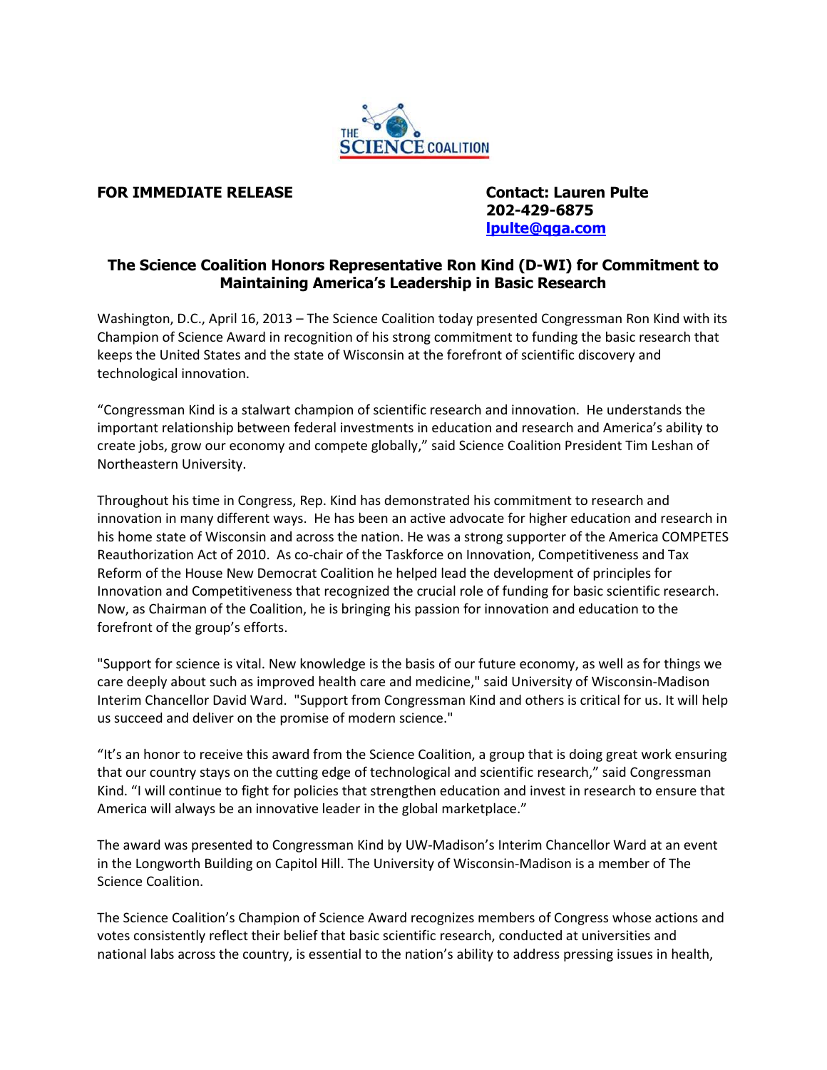THE SCIENCE COALITION

**FOR IMMEDIATE RELEASE**

**Contact: Lauren Pulte**
**202-429-6875**
**lpulte@qga.com**

## The Science Coalition Honors Representative Ron Kind (D-WI) for Commitment to Maintaining America's Leadership in Basic Research

Washington, D.C., April 16, 2013 – The Science Coalition today presented Congressman Ron Kind with its Champion of Science Award in recognition of his strong commitment to funding the basic research that keeps the United States and the state of Wisconsin at the forefront of scientific discovery and technological innovation.

"Congressman Kind is a stalwart champion of scientific research and innovation. He understands the important relationship between federal investments in education and research and America's ability to create jobs, grow our economy and compete globally," said Science Coalition President Tim Leshan of Northeastern University.

Throughout his time in Congress, Rep. Kind has demonstrated his commitment to research and innovation in many different ways. He has been an active advocate for higher education and research in his home state of Wisconsin and across the nation. He was a strong supporter of the America COMPETES Reauthorization Act of 2010. As co-chair of the Taskforce on Innovation, Competitiveness and Tax Reform of the House New Democrat Coalition he helped lead the development of principles for Innovation and Competitiveness that recognized the crucial role of funding for basic scientific research. Now, as Chairman of the Coalition, he is bringing his passion for innovation and education to the forefront of the group's efforts.

"Support for science is vital. New knowledge is the basis of our future economy, as well as for things we care deeply about such as improved health care and medicine," said University of Wisconsin-Madison Interim Chancellor David Ward. "Support from Congressman Kind and others is critical for us. It will help us succeed and deliver on the promise of modern science."

"It's an honor to receive this award from the Science Coalition, a group that is doing great work ensuring that our country stays on the cutting edge of technological and scientific research," said Congressman Kind. "I will continue to fight for policies that strengthen education and invest in research to ensure that America will always be an innovative leader in the global marketplace."

The award was presented to Congressman Kind by UW-Madison's Interim Chancellor Ward at an event in the Longworth Building on Capitol Hill. The University of Wisconsin-Madison is a member of The Science Coalition.

The Science Coalition's Champion of Science Award recognizes members of Congress whose actions and votes consistently reflect their belief that basic scientific research, conducted at universities and national labs across the country, is essential to the nation's ability to address pressing issues in health,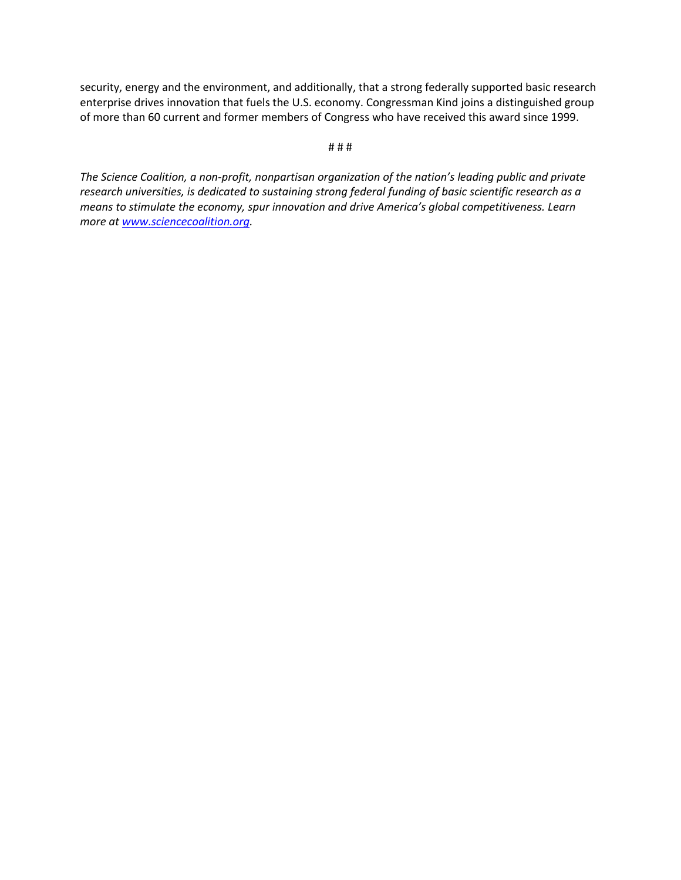security, energy and the environment, and additionally, that a strong federally supported basic research enterprise drives innovation that fuels the U.S. economy. Congressman Kind joins a distinguished group of more than 60 current and former members of Congress who have received this award since 1999.

# # #

*The Science Coalition, a non-profit, nonpartisan organization of the nation's leading public and private research universities, is dedicated to sustaining strong federal funding of basic scientific research as a means to stimulate the economy, spur innovation and drive America's global competitiveness. Learn more at [www.sciencecoalition.org](http://www.sciencecoalition.org).*